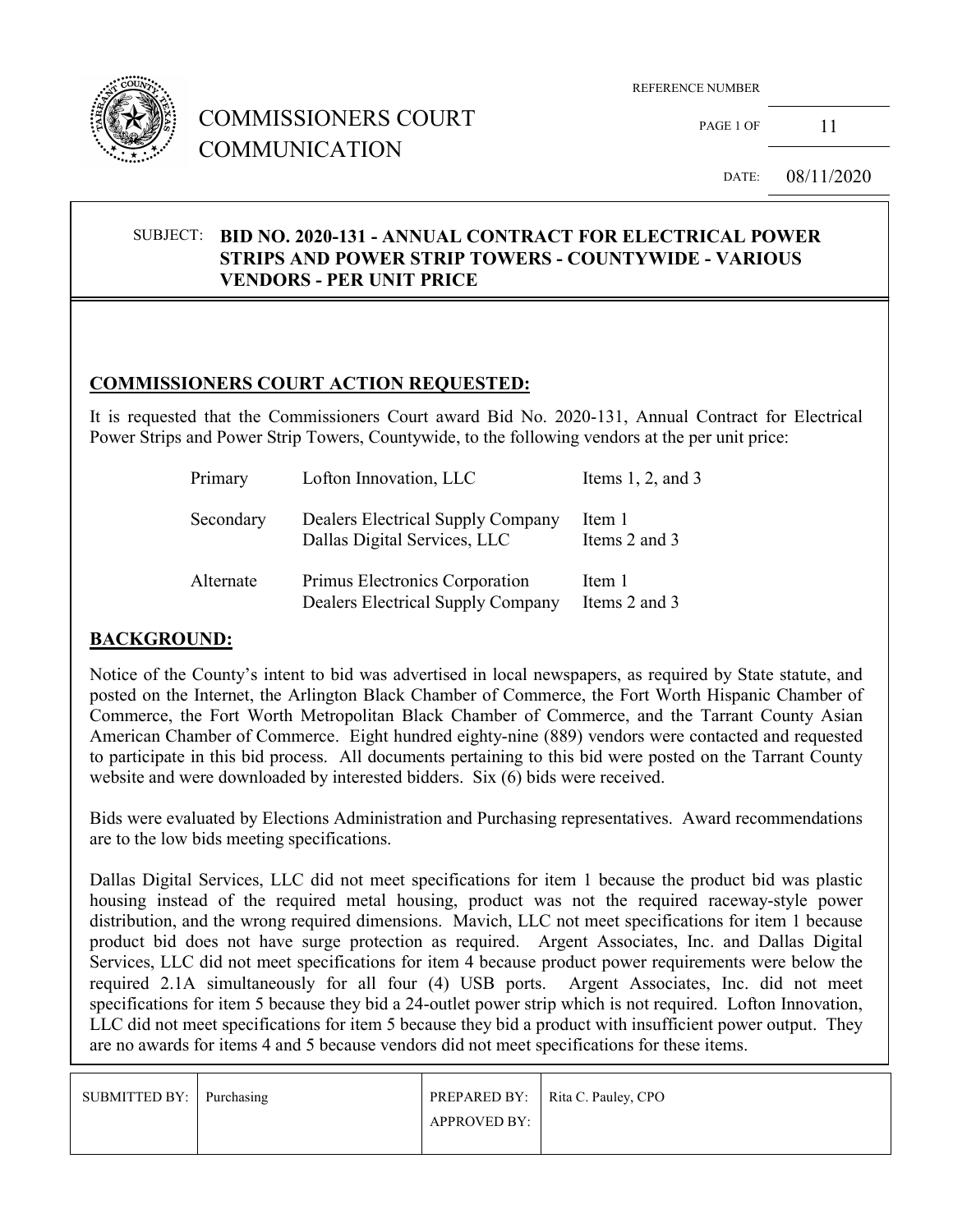# COMMISSIONERS COURT COMMUNICATION

REFERENCE NUMBER

PAGE 1 OF 11

DATE: 08/11/2020

SUBJECT: **BID NO. 2020-131 - ANNUAL CONTRACT FOR ELECTRICAL POWER STRIPS AND POWER STRIP TOWERS - COUNTYWIDE - VARIOUS VENDORS - PER UNIT PRICE**

## COMMISSIONERS COURT ACTION REQUESTED:

It is requested that the Commissioners Court award Bid No. 2020-131, Annual Contract for Electrical Power Strips and Power Strip Towers, Countywide, to the following vendors at the per unit price:

| | | |
|---|---|---|
| Primary | Lofton Innovation, LLC | Items 1, 2, and 3 |
| Secondary | Dealers Electrical Supply Company | Item 1 |
| | Dallas Digital Services, LLC | Items 2 and 3 |
| Alternate | Primus Electronics Corporation | Item 1 |
| | Dealers Electrical Supply Company | Items 2 and 3 |

## BACKGROUND:

Notice of the County's intent to bid was advertised in local newspapers, as required by State statute, and posted on the Internet, the Arlington Black Chamber of Commerce, the Fort Worth Hispanic Chamber of Commerce, the Fort Worth Metropolitan Black Chamber of Commerce, and the Tarrant County Asian American Chamber of Commerce. Eight hundred eighty-nine (889) vendors were contacted and requested to participate in this bid process. All documents pertaining to this bid were posted on the Tarrant County website and were downloaded by interested bidders. Six (6) bids were received.

Bids were evaluated by Elections Administration and Purchasing representatives. Award recommendations are to the low bids meeting specifications.

Dallas Digital Services, LLC did not meet specifications for item 1 because the product bid was plastic housing instead of the required metal housing, product was not the required raceway-style power distribution, and the wrong required dimensions. Mavich, LLC not meet specifications for item 1 because product bid does not have surge protection as required. Argent Associates, Inc. and Dallas Digital Services, LLC did not meet specifications for item 4 because product power requirements were below the required 2.1A simultaneously for all four (4) USB ports. Argent Associates, Inc. did not meet specifications for item 5 because they bid a 24-outlet power strip which is not required. Lofton Innovation, LLC did not meet specifications for item 5 because they bid a product with insufficient power output. They are no awards for items 4 and 5 because vendors did not meet specifications for these items.

| SUBMITTED BY: | Purchasing | PREPARED BY: | Rita C. Pauley, CPO |
|---|---|---|---|
| | | APPROVED BY: | |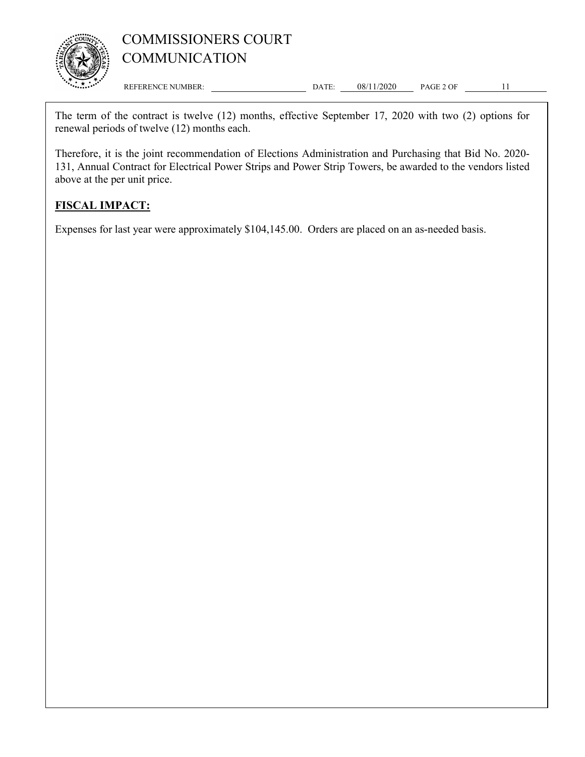The term of the contract is twelve (12) months, effective September 17, 2020 with two (2) options for renewal periods of twelve (12) months each.

Therefore, it is the joint recommendation of Elections Administration and Purchasing that Bid No. 2020-131, Annual Contract for Electrical Power Strips and Power Strip Towers, be awarded to the vendors listed above at the per unit price.

## **FISCAL IMPACT:**

Expenses for last year were approximately $104,145.00. Orders are placed on an as-needed basis.